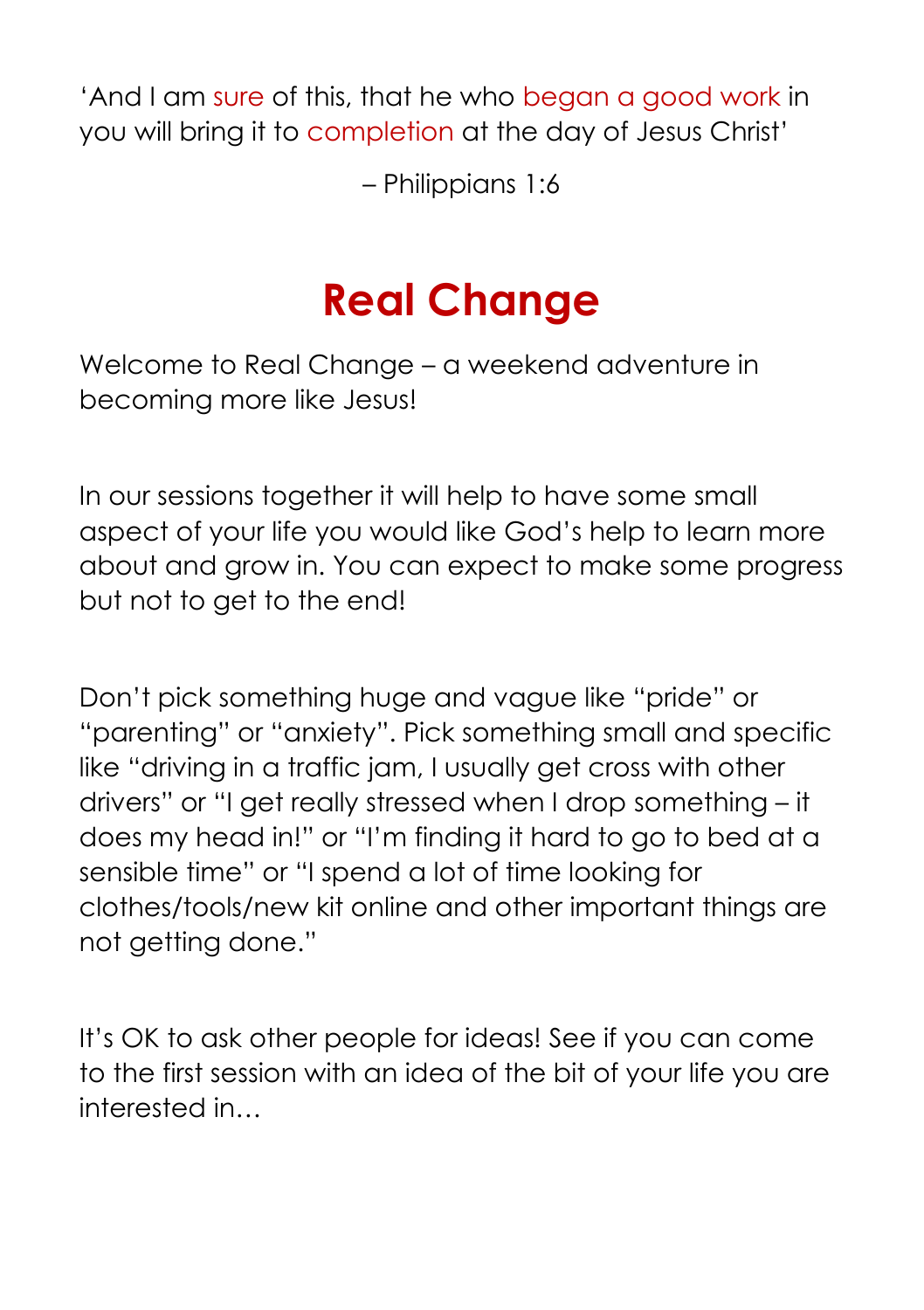‘And I am sure of this, that he who began a good work in you will bring it to completion at the day of Jesus Christ’

– Philippians 1:6

# Real Change

Welcome to Real Change – a weekend adventure in becoming more like Jesus!

In our sessions together it will help to have some small aspect of your life you would like God’s help to learn more about and grow in. You can expect to make some progress but not to get to the end!

Don’t pick something huge and vague like “pride” or “parenting” or “anxiety”. Pick something small and specific like “driving in a traffic jam, I usually get cross with other drivers” or “I get really stressed when I drop something – it does my head in!” or “I’m finding it hard to go to bed at a sensible time” or “I spend a lot of time looking for clothes/tools/new kit online and other important things are not getting done.”

It’s OK to ask other people for ideas! See if you can come to the first session with an idea of the bit of your life you are interested in…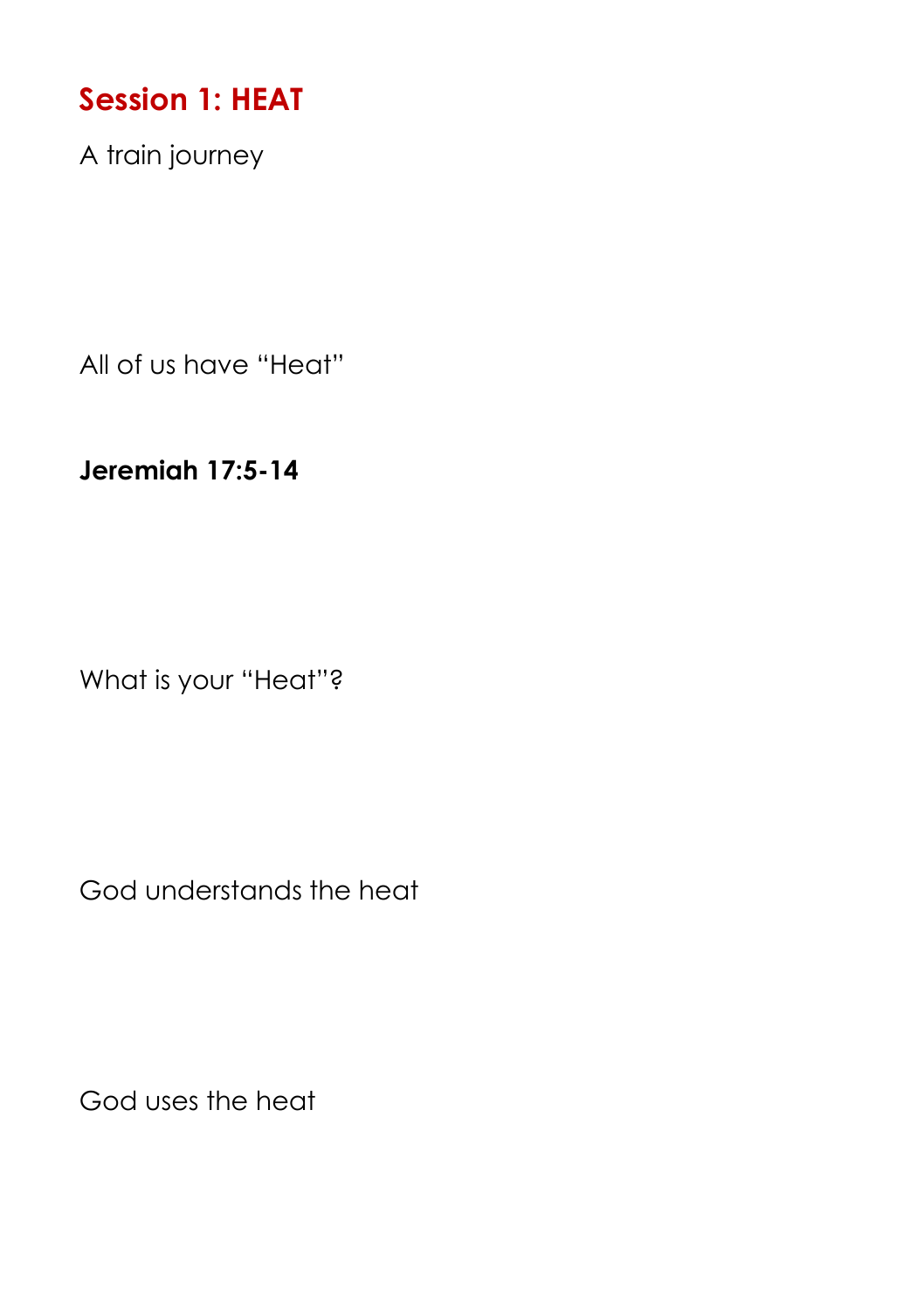# Session 1: HEAT

A train journey

All of us have "Heat"

**Jeremiah 17:5-14**

What is your "Heat"?

God understands the heat

God uses the heat